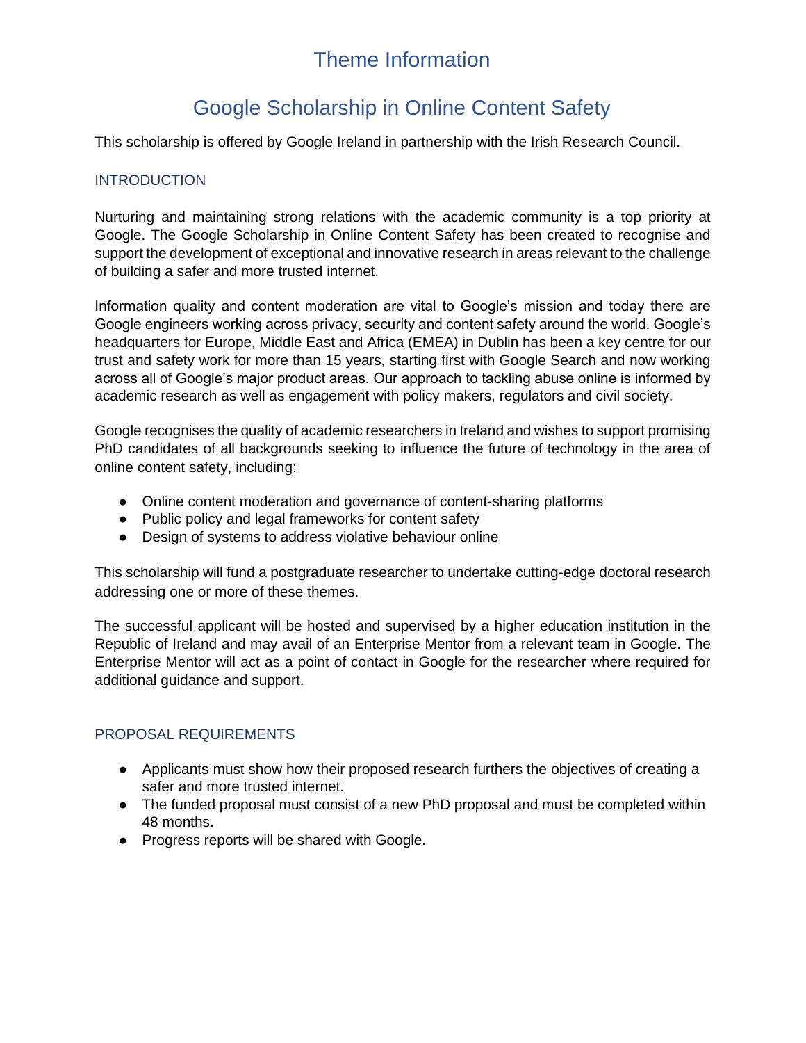# Theme Information

# Google Scholarship in Online Content Safety

This scholarship is offered by Google Ireland in partnership with the Irish Research Council.

## INTRODUCTION

Nurturing and maintaining strong relations with the academic community is a top priority at Google. The Google Scholarship in Online Content Safety has been created to recognise and support the development of exceptional and innovative research in areas relevant to the challenge of building a safer and more trusted internet.

Information quality and content moderation are vital to Google's mission and today there are Google engineers working across privacy, security and content safety around the world. Google's headquarters for Europe, Middle East and Africa (EMEA) in Dublin has been a key centre for our trust and safety work for more than 15 years, starting first with Google Search and now working across all of Google's major product areas. Our approach to tackling abuse online is informed by academic research as well as engagement with policy makers, regulators and civil society.

Google recognises the quality of academic researchers in Ireland and wishes to support promising PhD candidates of all backgrounds seeking to influence the future of technology in the area of online content safety, including:

- Online content moderation and governance of content-sharing platforms
- Public policy and legal frameworks for content safety
- Design of systems to address violative behaviour online

This scholarship will fund a postgraduate researcher to undertake cutting-edge doctoral research addressing one or more of these themes.

The successful applicant will be hosted and supervised by a higher education institution in the Republic of Ireland and may avail of an Enterprise Mentor from a relevant team in Google. The Enterprise Mentor will act as a point of contact in Google for the researcher where required for additional guidance and support.

## PROPOSAL REQUIREMENTS

- Applicants must show how their proposed research furthers the objectives of creating a safer and more trusted internet.
- The funded proposal must consist of a new PhD proposal and must be completed within 48 months.
- Progress reports will be shared with Google.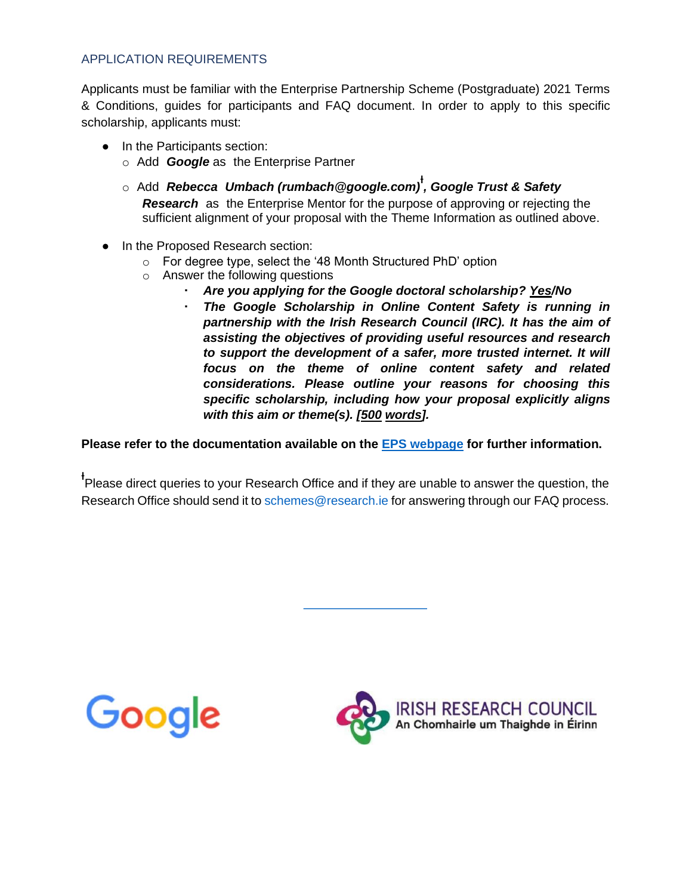## APPLICATION REQUIREMENTS

Applicants must be familiar with the Enterprise Partnership Scheme (Postgraduate) 2021 Terms & Conditions, guides for participants and FAQ document. In order to apply to this specific scholarship, applicants must:

- In the Participants section:
  - Add ***Google*** as the Enterprise Partner
  - Add ***Rebecca Umbach (rumbach@google.com)***[ǂ]***, Google Trust & Safety Research*** as the Enterprise Mentor for the purpose of approving or rejecting the sufficient alignment of your proposal with the Theme Information as outlined above.
- In the Proposed Research section:
  - For degree type, select the '48 Month Structured PhD' option
  - Answer the following questions
    - ***Are you applying for the Google doctoral scholarship? Yes/No***
    - ***The Google Scholarship in Online Content Safety is running in partnership with the Irish Research Council (IRC). It has the aim of assisting the objectives of providing useful resources and research to support the development of a safer, more trusted internet. It will focus on the theme of online content safety and related considerations. Please outline your reasons for choosing this specific scholarship, including how your proposal explicitly aligns with this aim or theme(s). [500 words].***

**Please refer to the documentation available on the EPS webpage for further information.**

[ǂ]Please direct queries to your Research Office and if they are unable to answer the question, the Research Office should send it to schemes@research.ie for answering through our FAQ process.

Google

IRISH RESEARCH COUNCIL
An Chomhairle um Thaighde in Éirinn